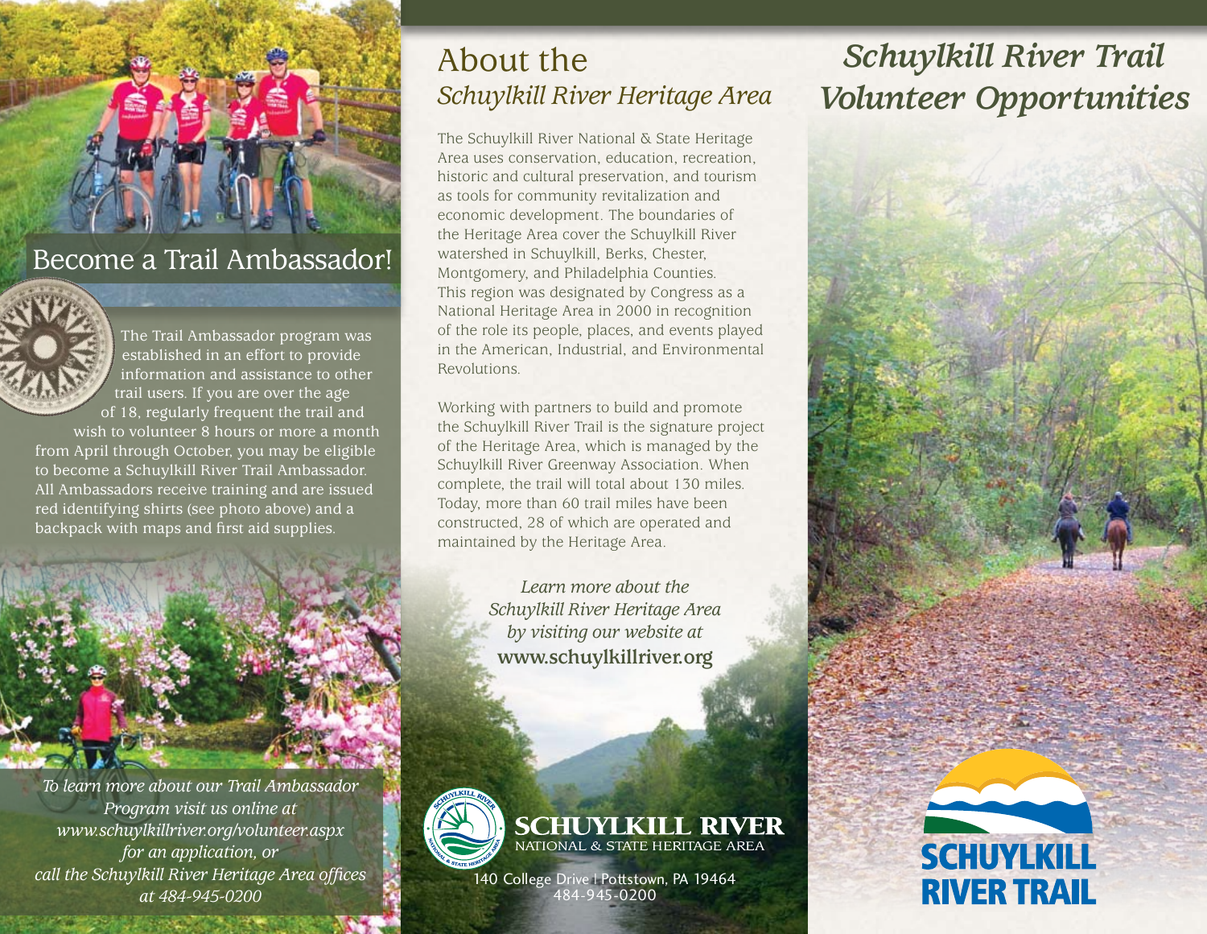## Become a Trail Ambassador!

The Trail Ambassador program was established in an effort to provide information and assistance to other trail users. If you are over the age of 18, regularly frequent the trail and wish to volunteer 8 hours or more a month from April through October, you may be eligible to become a Schuylkill River Trail Ambassador. All Ambassadors receive training and are issued red identifying shirts (see photo above) and a backpack with maps and first aid supplies.

*To learn more about our Trail Ambassador Program visit us online at www.schuylkillriver.org/volunteer.aspx for an application, or call the Schuylkill River Heritage Area offices at 484-945-0200*

## About the *Schuylkill River Heritage Area*

The Schuylkill River National & State Heritage Area uses conservation, education, recreation, historic and cultural preservation, and tourism as tools for community revitalization and economic development. The boundaries of the Heritage Area cover the Schuylkill River watershed in Schuylkill, Berks, Chester, Montgomery, and Philadelphia Counties. This region was designated by Congress as a National Heritage Area in 2000 in recognition of the role its people, places, and events played in the American, Industrial, and Environmental Revolutions.

Working with partners to build and promote the Schuylkill River Trail is the signature project of the Heritage Area, which is managed by the Schuylkill River Greenway Association. When complete, the trail will total about 130 miles. Today, more than 60 trail miles have been constructed, 28 of which are operated and maintained by the Heritage Area.

*Learn more about the Schuylkill River Heritage Area by visiting our website at* **www.schuylkillriver.org**

**SCHUYLKILL RIVER**
NATIONAL & STATE HERITAGE AREA

140 College Drive | Pottstown, PA 19464
484-945-0200

# *Schuylkill River Trail Volunteer Opportunities*

**SCHUYLKILL RIVER TRAIL**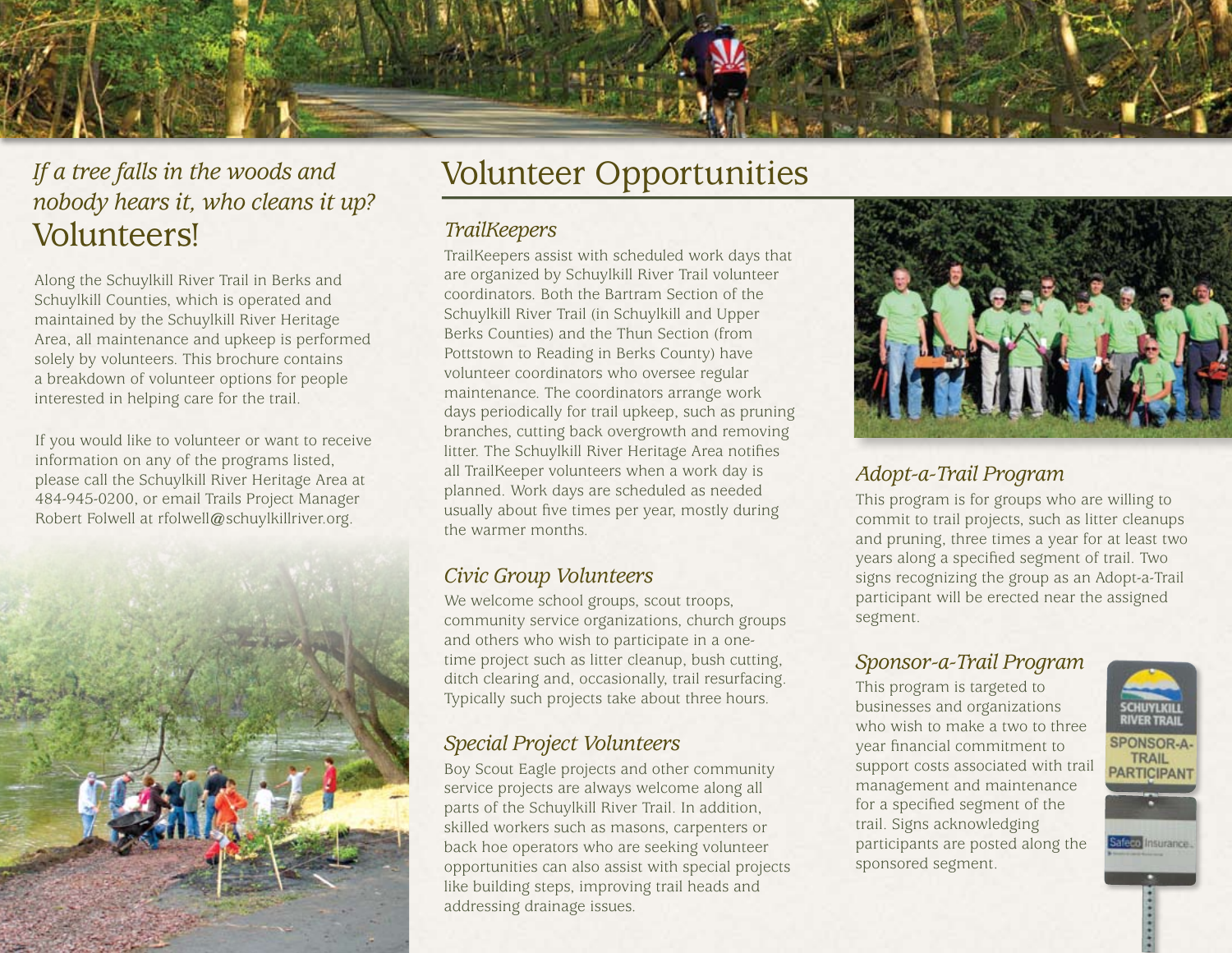*If a tree falls in the woods and nobody hears it, who cleans it up?*

# Volunteers!

Along the Schuylkill River Trail in Berks and Schuylkill Counties, which is operated and maintained by the Schuylkill River Heritage Area, all maintenance and upkeep is performed solely by volunteers. This brochure contains a breakdown of volunteer options for people interested in helping care for the trail.

If you would like to volunteer or want to receive information on any of the programs listed, please call the Schuylkill River Heritage Area at 484-945-0200, or email Trails Project Manager Robert Folwell at rfolwell@schuylkillriver.org.

# Volunteer Opportunities

## *TrailKeepers*

TrailKeepers assist with scheduled work days that are organized by Schuylkill River Trail volunteer coordinators. Both the Bartram Section of the Schuylkill River Trail (in Schuylkill and Upper Berks Counties) and the Thun Section (from Pottstown to Reading in Berks County) have volunteer coordinators who oversee regular maintenance. The coordinators arrange work days periodically for trail upkeep, such as pruning branches, cutting back overgrowth and removing litter. The Schuylkill River Heritage Area notifies all TrailKeeper volunteers when a work day is planned. Work days are scheduled as needed usually about five times per year, mostly during the warmer months.

## *Civic Group Volunteers*

We welcome school groups, scout troops, community service organizations, church groups and others who wish to participate in a one-time project such as litter cleanup, bush cutting, ditch clearing and, occasionally, trail resurfacing. Typically such projects take about three hours.

## *Special Project Volunteers*

Boy Scout Eagle projects and other community service projects are always welcome along all parts of the Schuylkill River Trail. In addition, skilled workers such as masons, carpenters or back hoe operators who are seeking volunteer opportunities can also assist with special projects like building steps, improving trail heads and addressing drainage issues.

## *Adopt-a-Trail Program*

This program is for groups who are willing to commit to trail projects, such as litter cleanups and pruning, three times a year for at least two years along a specified segment of trail. Two signs recognizing the group as an Adopt-a-Trail participant will be erected near the assigned segment.

## *Sponsor-a-Trail Program*

This program is targeted to businesses and organizations who wish to make a two to three year financial commitment to support costs associated with trail management and maintenance for a specified segment of the trail. Signs acknowledging participants are posted along the sponsored segment.